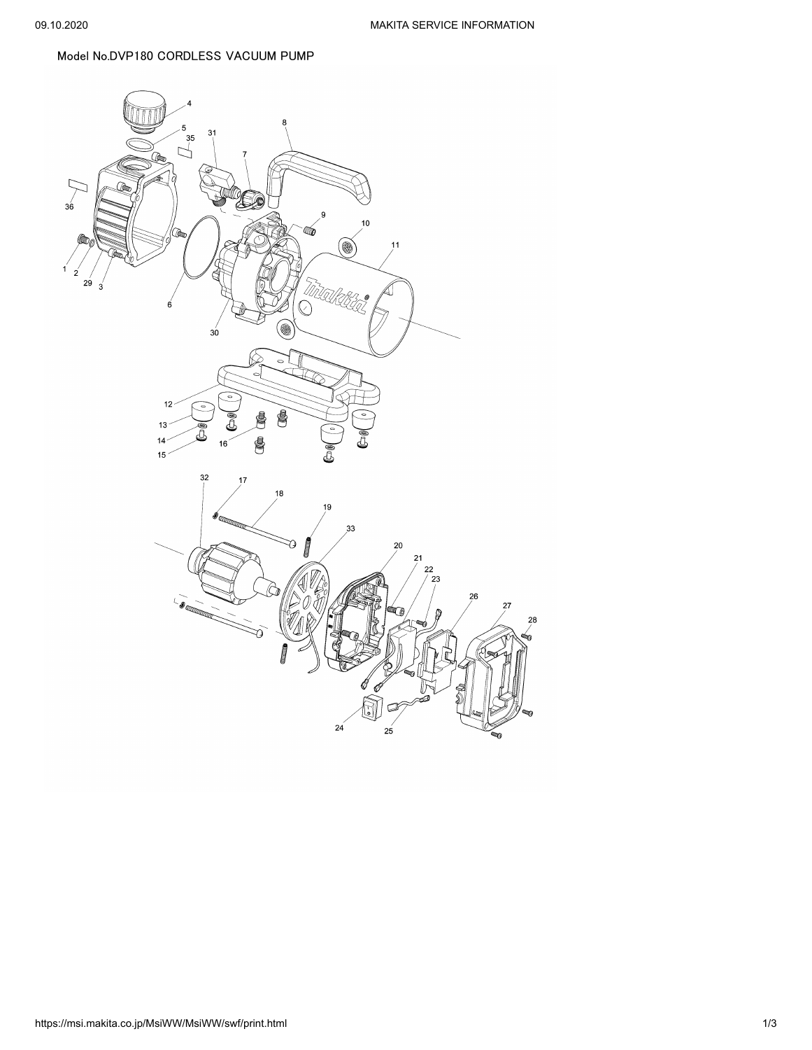Model No.DVP180 CORDLESS VACUUM PUMP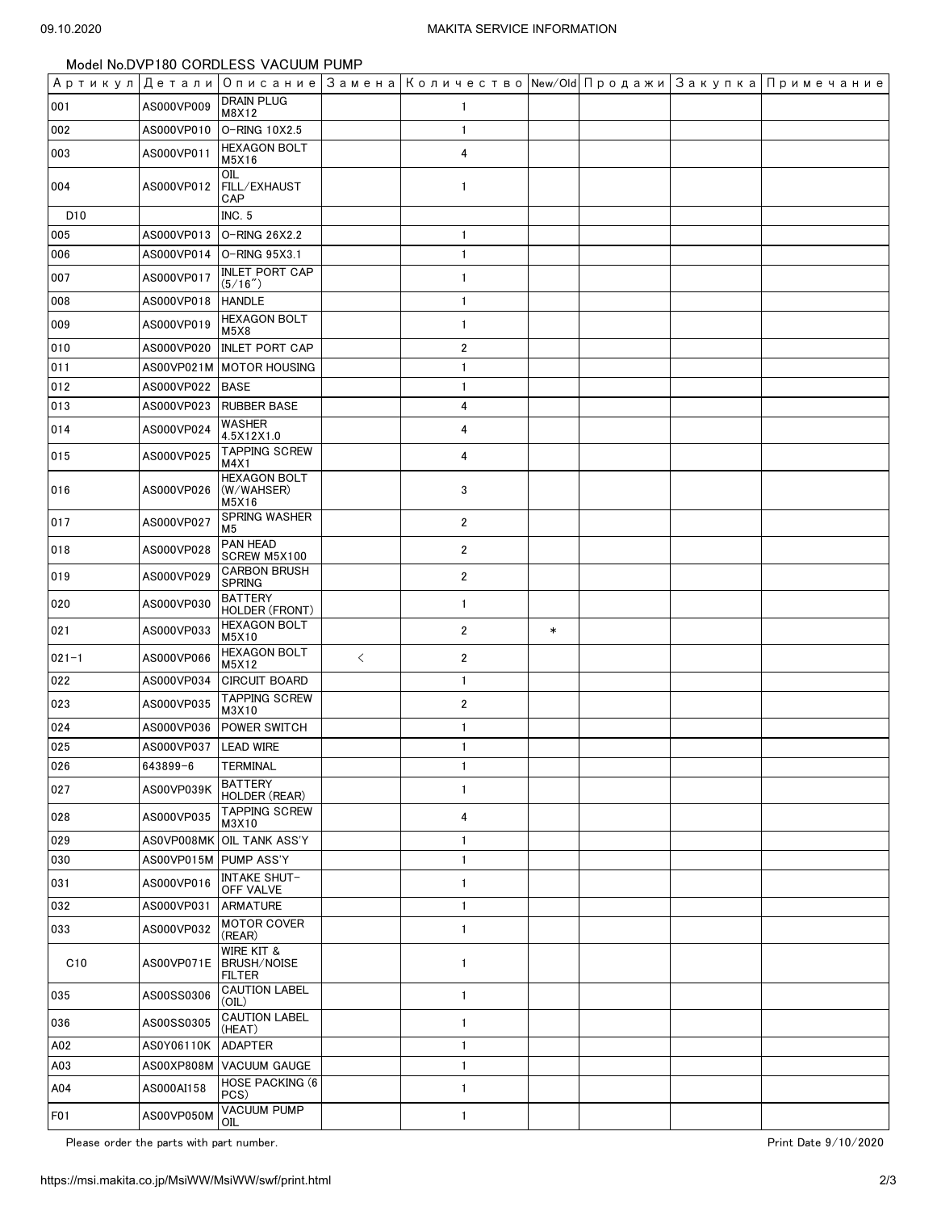Model No.DVP180 CORDLESS VACUUM PUMP

| Артикул | Детали | Описание | Замена | Количество | New/Old | Продажи | Закупка | Примечание |
|---|---|---|---|---|---|---|---|---|
| 001 | AS000VP009 | DRAIN PLUG M8X12 | | 1 | | | | |
| 002 | AS000VP010 | O-RING 10X2.5 | | 1 | | | | |
| 003 | AS000VP011 | HEXAGON BOLT M5X16 | | 4 | | | | |
| 004 | AS000VP012 | OIL FILL/EXHAUST CAP | | 1 | | | | |
| D10 | | INC. 5 | | | | | | |
| 005 | AS000VP013 | O-RING 26X2.2 | | 1 | | | | |
| 006 | AS000VP014 | O-RING 95X3.1 | | 1 | | | | |
| 007 | AS000VP017 | INLET PORT CAP (5/16") | | 1 | | | | |
| 008 | AS000VP018 | HANDLE | | 1 | | | | |
| 009 | AS000VP019 | HEXAGON BOLT M5X8 | | 1 | | | | |
| 010 | AS000VP020 | INLET PORT CAP | | 2 | | | | |
| 011 | AS00VP021M | MOTOR HOUSING | | 1 | | | | |
| 012 | AS000VP022 | BASE | | 1 | | | | |
| 013 | AS000VP023 | RUBBER BASE | | 4 | | | | |
| 014 | AS000VP024 | WASHER 4.5X12X1.0 | | 4 | | | | |
| 015 | AS000VP025 | TAPPING SCREW M4X1 | | 4 | | | | |
| 016 | AS000VP026 | HEXAGON BOLT (W/WAHSER) M5X16 | | 3 | | | | |
| 017 | AS000VP027 | SPRING WASHER M5 | | 2 | | | | |
| 018 | AS000VP028 | PAN HEAD SCREW M5X100 | | 2 | | | | |
| 019 | AS000VP029 | CARBON BRUSH SPRING | | 2 | | | | |
| 020 | AS000VP030 | BATTERY HOLDER (FRONT) | | 1 | | | | |
| 021 | AS000VP033 | HEXAGON BOLT M5X10 | | 2 | * | | | |
| 021-1 | AS000VP066 | HEXAGON BOLT M5X12 | < | 2 | | | | |
| 022 | AS000VP034 | CIRCUIT BOARD | | 1 | | | | |
| 023 | AS000VP035 | TAPPING SCREW M3X10 | | 2 | | | | |
| 024 | AS000VP036 | POWER SWITCH | | 1 | | | | |
| 025 | AS000VP037 | LEAD WIRE | | 1 | | | | |
| 026 | 643899-6 | TERMINAL | | 1 | | | | |
| 027 | AS00VP039K | BATTERY HOLDER (REAR) | | 1 | | | | |
| 028 | AS000VP035 | TAPPING SCREW M3X10 | | 4 | | | | |
| 029 | AS0VP008MK | OIL TANK ASS'Y | | 1 | | | | |
| 030 | AS00VP015M | PUMP ASS'Y | | 1 | | | | |
| 031 | AS000VP016 | INTAKE SHUT-OFF VALVE | | 1 | | | | |
| 032 | AS000VP031 | ARMATURE | | 1 | | | | |
| 033 | AS000VP032 | MOTOR COVER (REAR) | | 1 | | | | |
| C10 | AS00VP071E | WIRE KIT & BRUSH/NOISE FILTER | | 1 | | | | |
| 035 | AS00SS0306 | CAUTION LABEL (OIL) | | 1 | | | | |
| 036 | AS00SS0305 | CAUTION LABEL (HEAT) | | 1 | | | | |
| A02 | AS0Y06110K | ADAPTER | | 1 | | | | |
| A03 | AS00XP808M | VACUUM GAUGE | | 1 | | | | |
| A04 | AS000AI158 | HOSE PACKING (6 PCS) | | 1 | | | | |
| F01 | AS00VP050M | VACUUM PUMP OIL | | 1 | | | | |

Please order the parts with part number.

Print Date 9/10/2020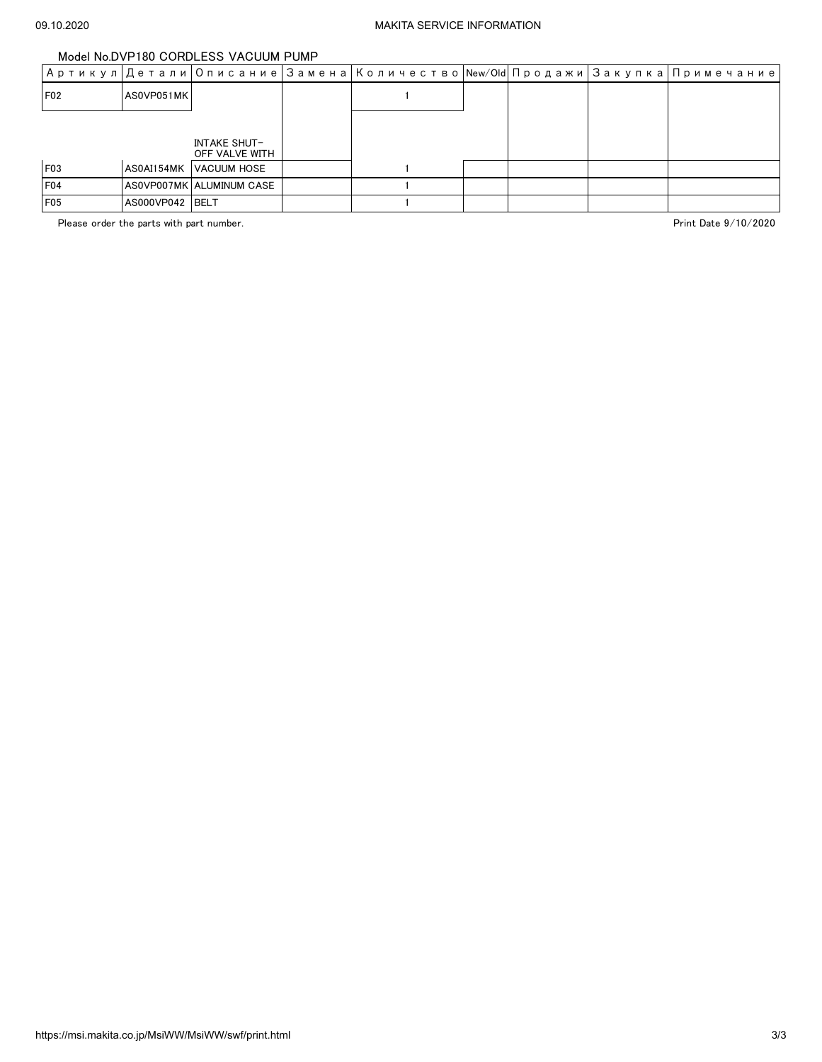Model No.DVP180 CORDLESS VACUUM PUMP

| Артикул | Детали | Описание | Замена | Количество | New/Old | Продажи | Закупка | Примечание |
|---|---|---|---|---|---|---|---|---|
| F02 | AS0VP051MK | INTAKE SHUT-OFF VALVE WITH | | 1 | | | | |
| F03 | AS0AI154MK | VACUUM HOSE | | 1 | | | | |
| F04 | AS0VP007MK | ALUMINUM CASE | | 1 | | | | |
| F05 | AS000VP042 | BELT | | 1 | | | | |

Please order the parts with part number.

Print Date 9/10/2020